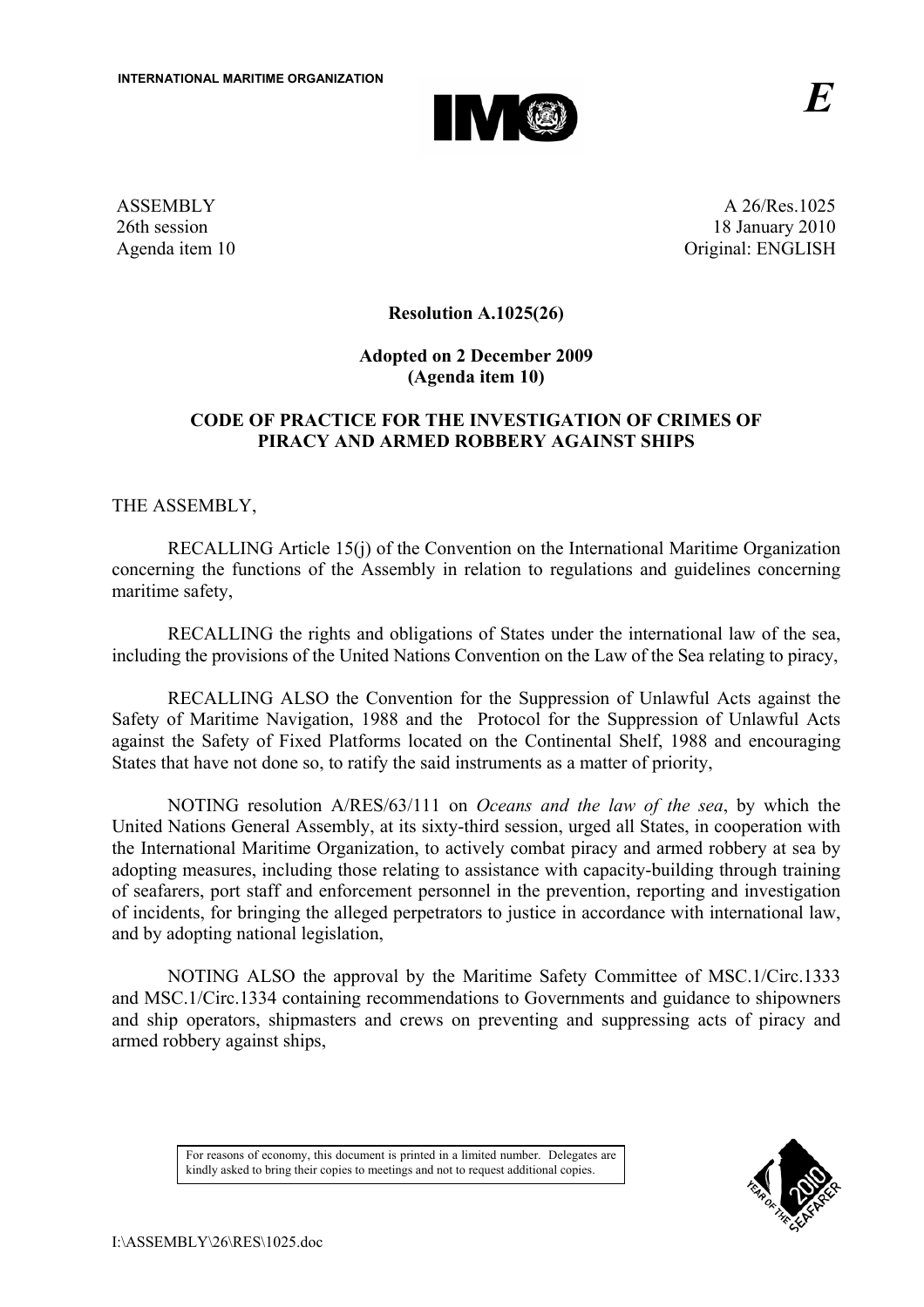INTERNATIONAL MARITIME ORGANIZATION

E

ASSEMBLY
26th session
Agenda item 10

A 26/Res.1025
18 January 2010
Original: ENGLISH

**Resolution A.1025(26)**

**Adopted on 2 December 2009**
**(Agenda item 10)**

**CODE OF PRACTICE FOR THE INVESTIGATION OF CRIMES OF PIRACY AND ARMED ROBBERY AGAINST SHIPS**

THE ASSEMBLY,

RECALLING Article 15(j) of the Convention on the International Maritime Organization concerning the functions of the Assembly in relation to regulations and guidelines concerning maritime safety,

RECALLING the rights and obligations of States under the international law of the sea, including the provisions of the United Nations Convention on the Law of the Sea relating to piracy,

RECALLING ALSO the Convention for the Suppression of Unlawful Acts against the Safety of Maritime Navigation, 1988 and the Protocol for the Suppression of Unlawful Acts against the Safety of Fixed Platforms located on the Continental Shelf, 1988 and encouraging States that have not done so, to ratify the said instruments as a matter of priority,

NOTING resolution A/RES/63/111 on *Oceans and the law of the sea*, by which the United Nations General Assembly, at its sixty-third session, urged all States, in cooperation with the International Maritime Organization, to actively combat piracy and armed robbery at sea by adopting measures, including those relating to assistance with capacity-building through training of seafarers, port staff and enforcement personnel in the prevention, reporting and investigation of incidents, for bringing the alleged perpetrators to justice in accordance with international law, and by adopting national legislation,

NOTING ALSO the approval by the Maritime Safety Committee of MSC.1/Circ.1333 and MSC.1/Circ.1334 containing recommendations to Governments and guidance to shipowners and ship operators, shipmasters and crews on preventing and suppressing acts of piracy and armed robbery against ships,

For reasons of economy, this document is printed in a limited number. Delegates are kindly asked to bring their copies to meetings and not to request additional copies.

I:\ASSEMBLY\26\RES\1025.doc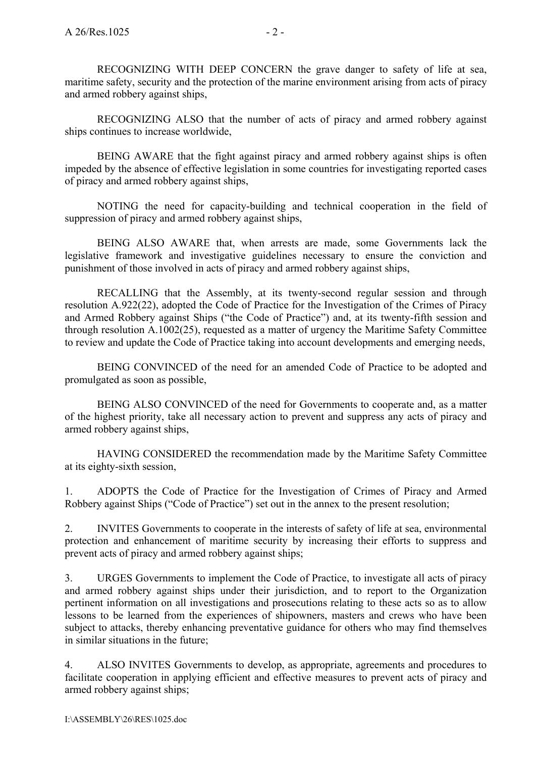RECOGNIZING WITH DEEP CONCERN the grave danger to safety of life at sea, maritime safety, security and the protection of the marine environment arising from acts of piracy and armed robbery against ships,

RECOGNIZING ALSO that the number of acts of piracy and armed robbery against ships continues to increase worldwide,

BEING AWARE that the fight against piracy and armed robbery against ships is often impeded by the absence of effective legislation in some countries for investigating reported cases of piracy and armed robbery against ships,

NOTING the need for capacity-building and technical cooperation in the field of suppression of piracy and armed robbery against ships,

BEING ALSO AWARE that, when arrests are made, some Governments lack the legislative framework and investigative guidelines necessary to ensure the conviction and punishment of those involved in acts of piracy and armed robbery against ships,

RECALLING that the Assembly, at its twenty-second regular session and through resolution A.922(22), adopted the Code of Practice for the Investigation of the Crimes of Piracy and Armed Robbery against Ships ("the Code of Practice") and, at its twenty-fifth session and through resolution A.1002(25), requested as a matter of urgency the Maritime Safety Committee to review and update the Code of Practice taking into account developments and emerging needs,

BEING CONVINCED of the need for an amended Code of Practice to be adopted and promulgated as soon as possible,

BEING ALSO CONVINCED of the need for Governments to cooperate and, as a matter of the highest priority, take all necessary action to prevent and suppress any acts of piracy and armed robbery against ships,

HAVING CONSIDERED the recommendation made by the Maritime Safety Committee at its eighty-sixth session,

1. ADOPTS the Code of Practice for the Investigation of Crimes of Piracy and Armed Robbery against Ships ("Code of Practice") set out in the annex to the present resolution;

2. INVITES Governments to cooperate in the interests of safety of life at sea, environmental protection and enhancement of maritime security by increasing their efforts to suppress and prevent acts of piracy and armed robbery against ships;

3. URGES Governments to implement the Code of Practice, to investigate all acts of piracy and armed robbery against ships under their jurisdiction, and to report to the Organization pertinent information on all investigations and prosecutions relating to these acts so as to allow lessons to be learned from the experiences of shipowners, masters and crews who have been subject to attacks, thereby enhancing preventative guidance for others who may find themselves in similar situations in the future;

4. ALSO INVITES Governments to develop, as appropriate, agreements and procedures to facilitate cooperation in applying efficient and effective measures to prevent acts of piracy and armed robbery against ships;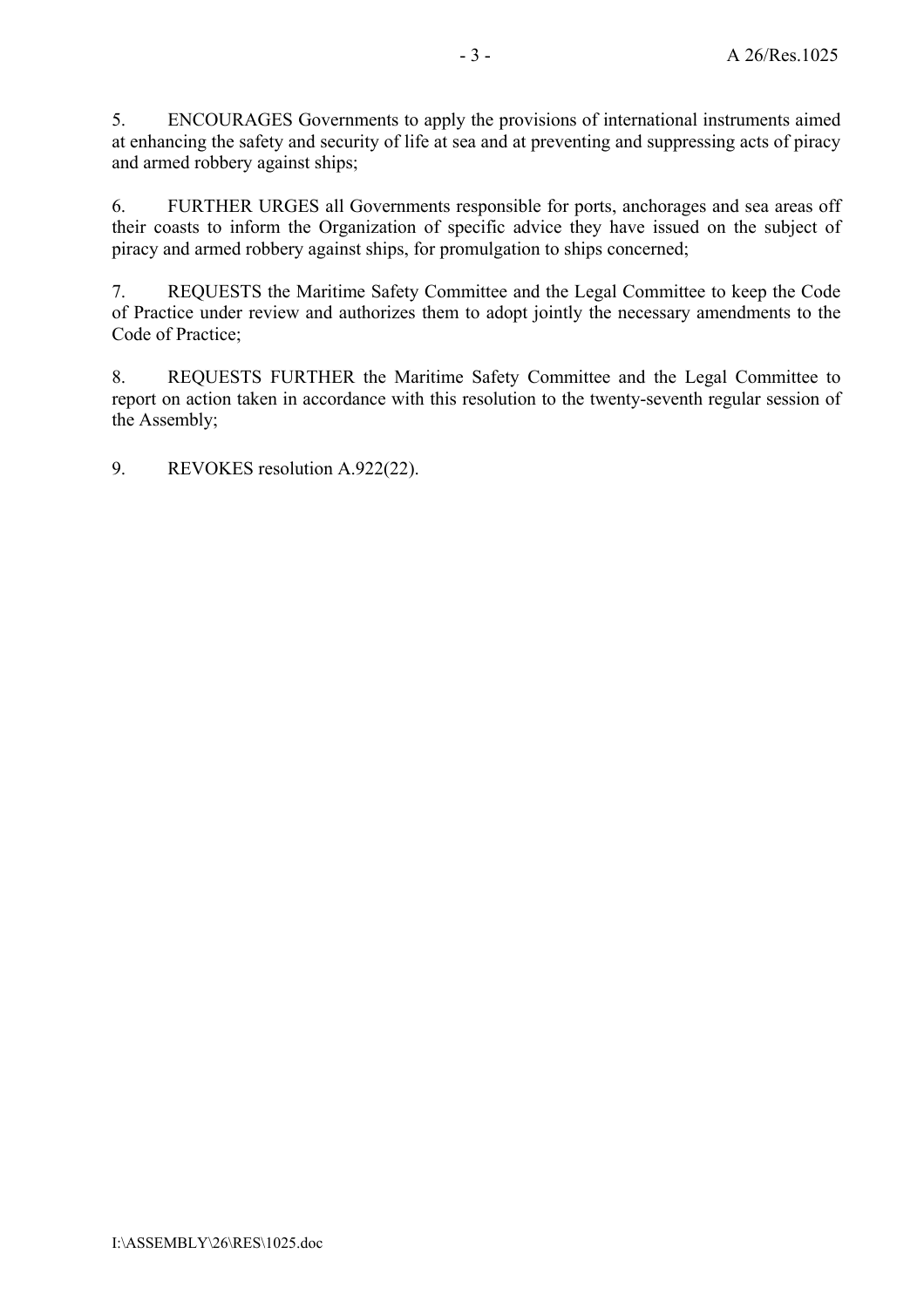5. ENCOURAGES Governments to apply the provisions of international instruments aimed at enhancing the safety and security of life at sea and at preventing and suppressing acts of piracy and armed robbery against ships;

6. FURTHER URGES all Governments responsible for ports, anchorages and sea areas off their coasts to inform the Organization of specific advice they have issued on the subject of piracy and armed robbery against ships, for promulgation to ships concerned;

7. REQUESTS the Maritime Safety Committee and the Legal Committee to keep the Code of Practice under review and authorizes them to adopt jointly the necessary amendments to the Code of Practice;

8. REQUESTS FURTHER the Maritime Safety Committee and the Legal Committee to report on action taken in accordance with this resolution to the twenty-seventh regular session of the Assembly;

9. REVOKES resolution A.922(22).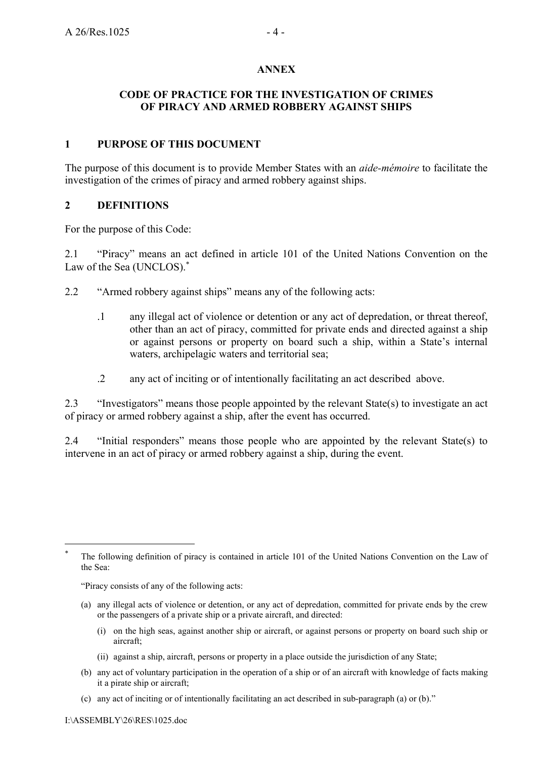**ANNEX**

**CODE OF PRACTICE FOR THE INVESTIGATION OF CRIMES OF PIRACY AND ARMED ROBBERY AGAINST SHIPS**

## 1 PURPOSE OF THIS DOCUMENT

The purpose of this document is to provide Member States with an *aide-mémoire* to facilitate the investigation of the crimes of piracy and armed robbery against ships.

## 2 DEFINITIONS

For the purpose of this Code:

2.1 "Piracy" means an act defined in article 101 of the United Nations Convention on the Law of the Sea (UNCLOS).*

2.2 "Armed robbery against ships" means any of the following acts:

.1 any illegal act of violence or detention or any act of depredation, or threat thereof, other than an act of piracy, committed for private ends and directed against a ship or against persons or property on board such a ship, within a State's internal waters, archipelagic waters and territorial sea;

.2 any act of inciting or of intentionally facilitating an act described above.

2.3 "Investigators" means those people appointed by the relevant State(s) to investigate an act of piracy or armed robbery against a ship, after the event has occurred.

2.4 "Initial responders" means those people who are appointed by the relevant State(s) to intervene in an act of piracy or armed robbery against a ship, during the event.

---

\* The following definition of piracy is contained in article 101 of the United Nations Convention on the Law of the Sea:

"Piracy consists of any of the following acts:

(a) any illegal acts of violence or detention, or any act of depredation, committed for private ends by the crew or the passengers of a private ship or a private aircraft, and directed:

(i) on the high seas, against another ship or aircraft, or against persons or property on board such ship or aircraft;

(ii) against a ship, aircraft, persons or property in a place outside the jurisdiction of any State;

(b) any act of voluntary participation in the operation of a ship or of an aircraft with knowledge of facts making it a pirate ship or aircraft;

(c) any act of inciting or of intentionally facilitating an act described in sub-paragraph (a) or (b)."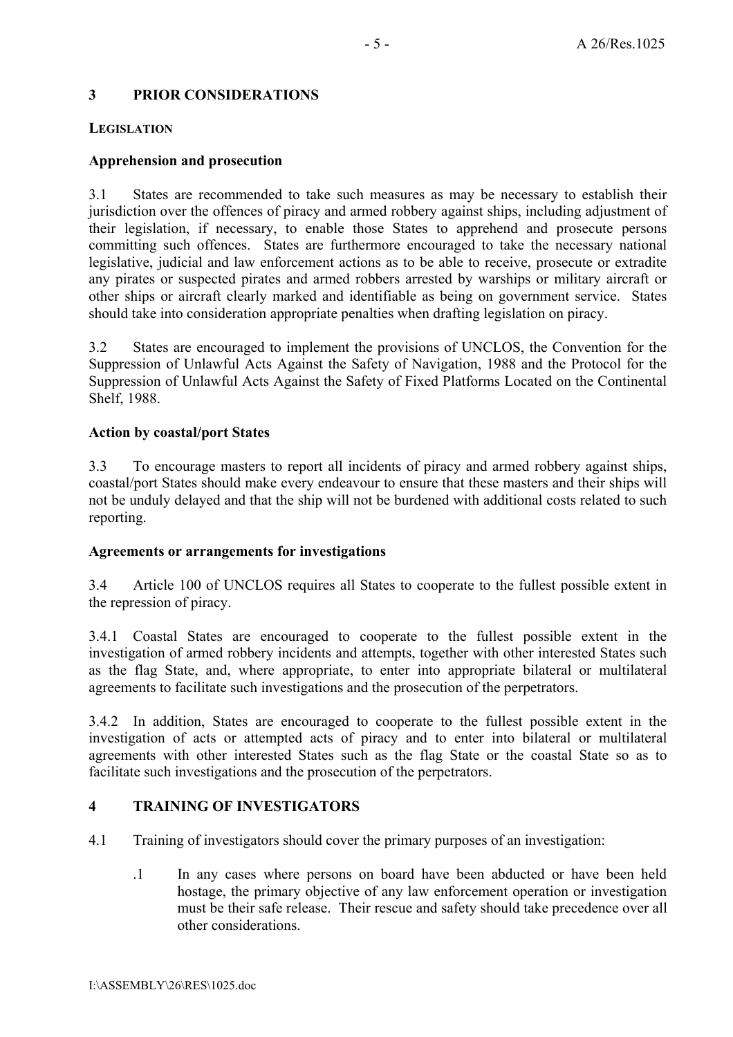## 3 PRIOR CONSIDERATIONS

### LEGISLATION

**Apprehension and prosecution**

3.1 States are recommended to take such measures as may be necessary to establish their jurisdiction over the offences of piracy and armed robbery against ships, including adjustment of their legislation, if necessary, to enable those States to apprehend and prosecute persons committing such offences. States are furthermore encouraged to take the necessary national legislative, judicial and law enforcement actions as to be able to receive, prosecute or extradite any pirates or suspected pirates and armed robbers arrested by warships or military aircraft or other ships or aircraft clearly marked and identifiable as being on government service. States should take into consideration appropriate penalties when drafting legislation on piracy.

3.2 States are encouraged to implement the provisions of UNCLOS, the Convention for the Suppression of Unlawful Acts Against the Safety of Navigation, 1988 and the Protocol for the Suppression of Unlawful Acts Against the Safety of Fixed Platforms Located on the Continental Shelf, 1988.

**Action by coastal/port States**

3.3 To encourage masters to report all incidents of piracy and armed robbery against ships, coastal/port States should make every endeavour to ensure that these masters and their ships will not be unduly delayed and that the ship will not be burdened with additional costs related to such reporting.

**Agreements or arrangements for investigations**

3.4 Article 100 of UNCLOS requires all States to cooperate to the fullest possible extent in the repression of piracy.

3.4.1 Coastal States are encouraged to cooperate to the fullest possible extent in the investigation of armed robbery incidents and attempts, together with other interested States such as the flag State, and, where appropriate, to enter into appropriate bilateral or multilateral agreements to facilitate such investigations and the prosecution of the perpetrators.

3.4.2 In addition, States are encouraged to cooperate to the fullest possible extent in the investigation of acts or attempted acts of piracy and to enter into bilateral or multilateral agreements with other interested States such as the flag State or the coastal State so as to facilitate such investigations and the prosecution of the perpetrators.

## 4 TRAINING OF INVESTIGATORS

4.1 Training of investigators should cover the primary purposes of an investigation:

.1 In any cases where persons on board have been abducted or have been held hostage, the primary objective of any law enforcement operation or investigation must be their safe release. Their rescue and safety should take precedence over all other considerations.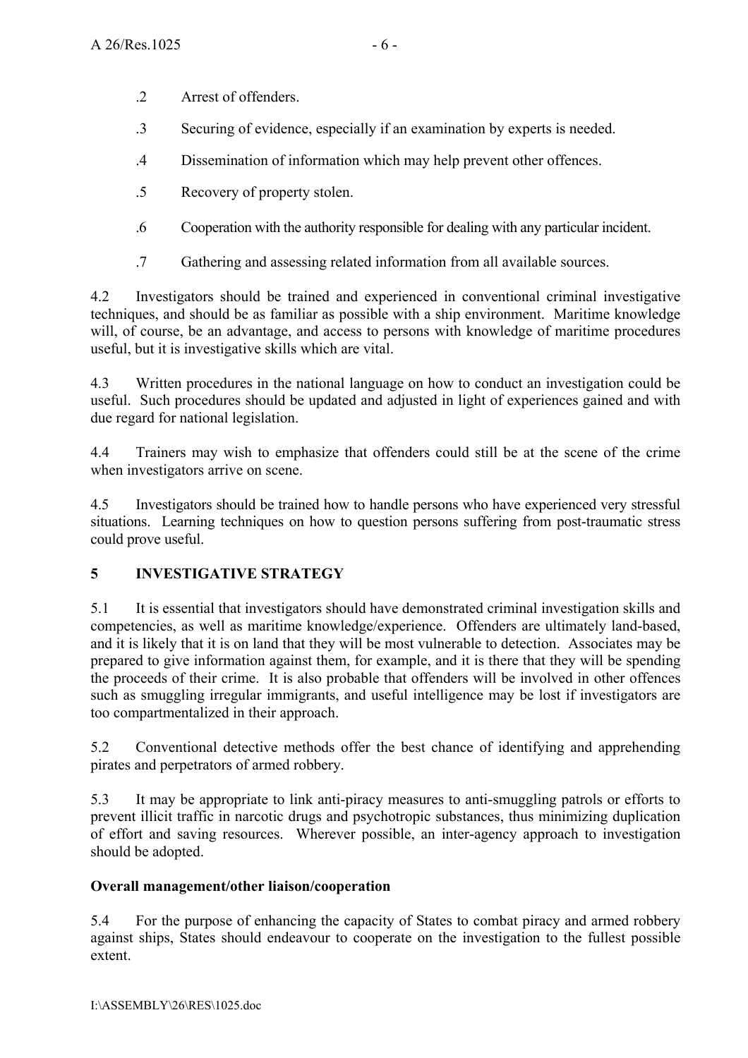.2 Arrest of offenders.

.3 Securing of evidence, especially if an examination by experts is needed.

.4 Dissemination of information which may help prevent other offences.

.5 Recovery of property stolen.

.6 Cooperation with the authority responsible for dealing with any particular incident.

.7 Gathering and assessing related information from all available sources.

4.2 Investigators should be trained and experienced in conventional criminal investigative techniques, and should be as familiar as possible with a ship environment. Maritime knowledge will, of course, be an advantage, and access to persons with knowledge of maritime procedures useful, but it is investigative skills which are vital.

4.3 Written procedures in the national language on how to conduct an investigation could be useful. Such procedures should be updated and adjusted in light of experiences gained and with due regard for national legislation.

4.4 Trainers may wish to emphasize that offenders could still be at the scene of the crime when investigators arrive on scene.

4.5 Investigators should be trained how to handle persons who have experienced very stressful situations. Learning techniques on how to question persons suffering from post-traumatic stress could prove useful.

## 5 INVESTIGATIVE STRATEGY

5.1 It is essential that investigators should have demonstrated criminal investigation skills and competencies, as well as maritime knowledge/experience. Offenders are ultimately land-based, and it is likely that it is on land that they will be most vulnerable to detection. Associates may be prepared to give information against them, for example, and it is there that they will be spending the proceeds of their crime. It is also probable that offenders will be involved in other offences such as smuggling irregular immigrants, and useful intelligence may be lost if investigators are too compartmentalized in their approach.

5.2 Conventional detective methods offer the best chance of identifying and apprehending pirates and perpetrators of armed robbery.

5.3 It may be appropriate to link anti-piracy measures to anti-smuggling patrols or efforts to prevent illicit traffic in narcotic drugs and psychotropic substances, thus minimizing duplication of effort and saving resources. Wherever possible, an inter-agency approach to investigation should be adopted.

### Overall management/other liaison/cooperation

5.4 For the purpose of enhancing the capacity of States to combat piracy and armed robbery against ships, States should endeavour to cooperate on the investigation to the fullest possible extent.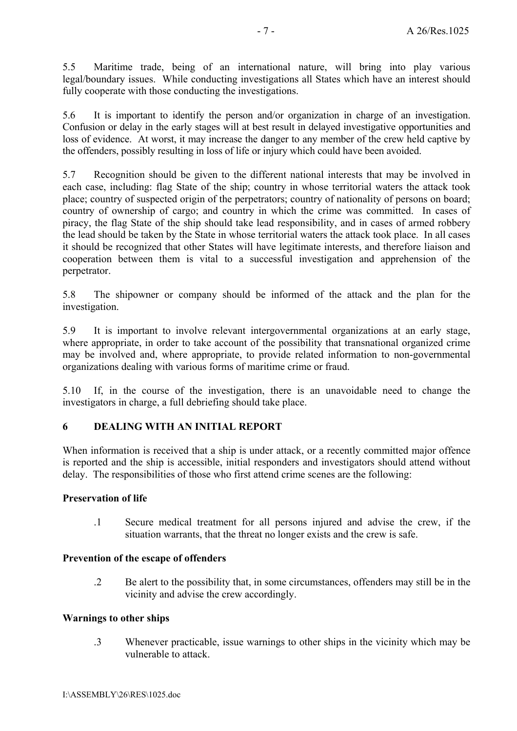5.5 Maritime trade, being of an international nature, will bring into play various legal/boundary issues. While conducting investigations all States which have an interest should fully cooperate with those conducting the investigations.

5.6 It is important to identify the person and/or organization in charge of an investigation. Confusion or delay in the early stages will at best result in delayed investigative opportunities and loss of evidence. At worst, it may increase the danger to any member of the crew held captive by the offenders, possibly resulting in loss of life or injury which could have been avoided.

5.7 Recognition should be given to the different national interests that may be involved in each case, including: flag State of the ship; country in whose territorial waters the attack took place; country of suspected origin of the perpetrators; country of nationality of persons on board; country of ownership of cargo; and country in which the crime was committed. In cases of piracy, the flag State of the ship should take lead responsibility, and in cases of armed robbery the lead should be taken by the State in whose territorial waters the attack took place. In all cases it should be recognized that other States will have legitimate interests, and therefore liaison and cooperation between them is vital to a successful investigation and apprehension of the perpetrator.

5.8 The shipowner or company should be informed of the attack and the plan for the investigation.

5.9 It is important to involve relevant intergovernmental organizations at an early stage, where appropriate, in order to take account of the possibility that transnational organized crime may be involved and, where appropriate, to provide related information to non-governmental organizations dealing with various forms of maritime crime or fraud.

5.10 If, in the course of the investigation, there is an unavoidable need to change the investigators in charge, a full debriefing should take place.

## 6 DEALING WITH AN INITIAL REPORT

When information is received that a ship is under attack, or a recently committed major offence is reported and the ship is accessible, initial responders and investigators should attend without delay. The responsibilities of those who first attend crime scenes are the following:

**Preservation of life**

.1 Secure medical treatment for all persons injured and advise the crew, if the situation warrants, that the threat no longer exists and the crew is safe.

**Prevention of the escape of offenders**

.2 Be alert to the possibility that, in some circumstances, offenders may still be in the vicinity and advise the crew accordingly.

**Warnings to other ships**

.3 Whenever practicable, issue warnings to other ships in the vicinity which may be vulnerable to attack.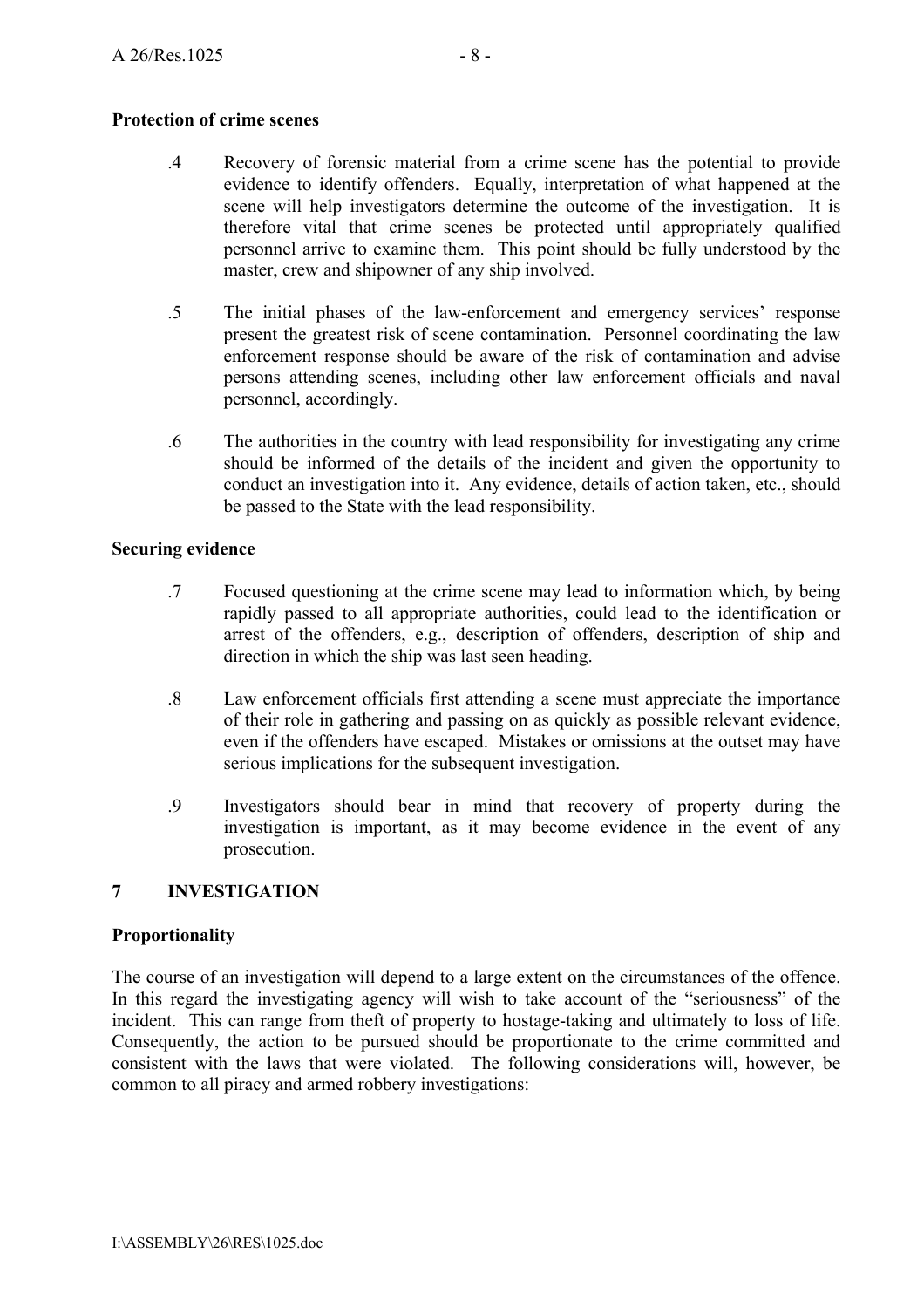**Protection of crime scenes**

.4 Recovery of forensic material from a crime scene has the potential to provide evidence to identify offenders. Equally, interpretation of what happened at the scene will help investigators determine the outcome of the investigation. It is therefore vital that crime scenes be protected until appropriately qualified personnel arrive to examine them. This point should be fully understood by the master, crew and shipowner of any ship involved.

.5 The initial phases of the law-enforcement and emergency services' response present the greatest risk of scene contamination. Personnel coordinating the law enforcement response should be aware of the risk of contamination and advise persons attending scenes, including other law enforcement officials and naval personnel, accordingly.

.6 The authorities in the country with lead responsibility for investigating any crime should be informed of the details of the incident and given the opportunity to conduct an investigation into it. Any evidence, details of action taken, etc., should be passed to the State with the lead responsibility.

**Securing evidence**

.7 Focused questioning at the crime scene may lead to information which, by being rapidly passed to all appropriate authorities, could lead to the identification or arrest of the offenders, e.g., description of offenders, description of ship and direction in which the ship was last seen heading.

.8 Law enforcement officials first attending a scene must appreciate the importance of their role in gathering and passing on as quickly as possible relevant evidence, even if the offenders have escaped. Mistakes or omissions at the outset may have serious implications for the subsequent investigation.

.9 Investigators should bear in mind that recovery of property during the investigation is important, as it may become evidence in the event of any prosecution.

## 7 INVESTIGATION

**Proportionality**

The course of an investigation will depend to a large extent on the circumstances of the offence. In this regard the investigating agency will wish to take account of the "seriousness" of the incident. This can range from theft of property to hostage-taking and ultimately to loss of life. Consequently, the action to be pursued should be proportionate to the crime committed and consistent with the laws that were violated. The following considerations will, however, be common to all piracy and armed robbery investigations: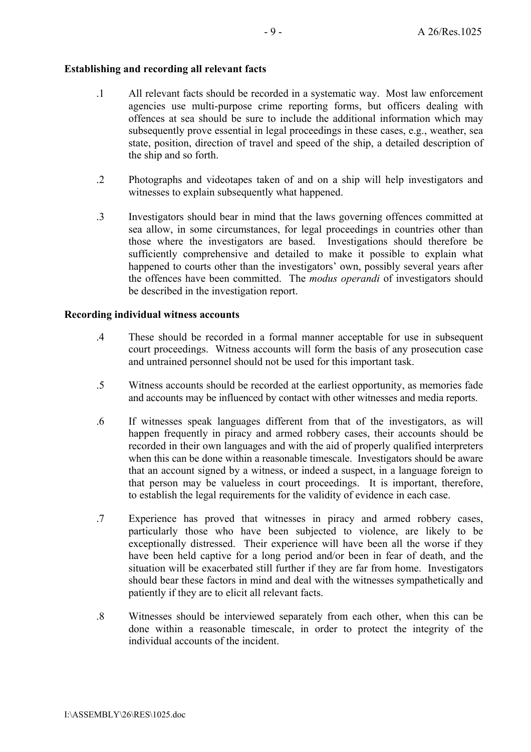**Establishing and recording all relevant facts**

.1 All relevant facts should be recorded in a systematic way. Most law enforcement agencies use multi-purpose crime reporting forms, but officers dealing with offences at sea should be sure to include the additional information which may subsequently prove essential in legal proceedings in these cases, e.g., weather, sea state, position, direction of travel and speed of the ship, a detailed description of the ship and so forth.

.2 Photographs and videotapes taken of and on a ship will help investigators and witnesses to explain subsequently what happened.

.3 Investigators should bear in mind that the laws governing offences committed at sea allow, in some circumstances, for legal proceedings in countries other than those where the investigators are based. Investigations should therefore be sufficiently comprehensive and detailed to make it possible to explain what happened to courts other than the investigators' own, possibly several years after the offences have been committed. The *modus operandi* of investigators should be described in the investigation report.

**Recording individual witness accounts**

.4 These should be recorded in a formal manner acceptable for use in subsequent court proceedings. Witness accounts will form the basis of any prosecution case and untrained personnel should not be used for this important task.

.5 Witness accounts should be recorded at the earliest opportunity, as memories fade and accounts may be influenced by contact with other witnesses and media reports.

.6 If witnesses speak languages different from that of the investigators, as will happen frequently in piracy and armed robbery cases, their accounts should be recorded in their own languages and with the aid of properly qualified interpreters when this can be done within a reasonable timescale. Investigators should be aware that an account signed by a witness, or indeed a suspect, in a language foreign to that person may be valueless in court proceedings. It is important, therefore, to establish the legal requirements for the validity of evidence in each case.

.7 Experience has proved that witnesses in piracy and armed robbery cases, particularly those who have been subjected to violence, are likely to be exceptionally distressed. Their experience will have been all the worse if they have been held captive for a long period and/or been in fear of death, and the situation will be exacerbated still further if they are far from home. Investigators should bear these factors in mind and deal with the witnesses sympathetically and patiently if they are to elicit all relevant facts.

.8 Witnesses should be interviewed separately from each other, when this can be done within a reasonable timescale, in order to protect the integrity of the individual accounts of the incident.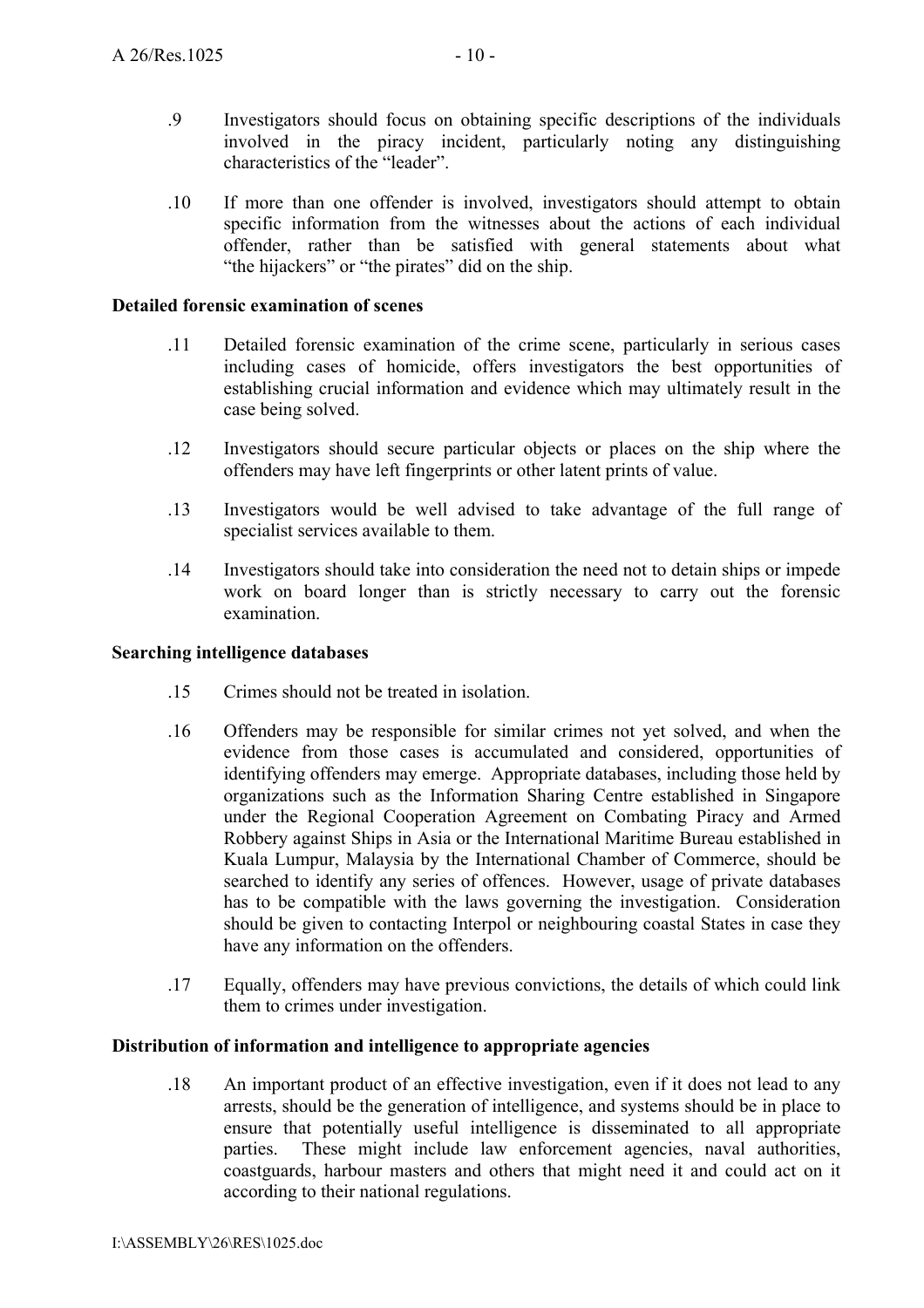.9 Investigators should focus on obtaining specific descriptions of the individuals involved in the piracy incident, particularly noting any distinguishing characteristics of the "leader".

.10 If more than one offender is involved, investigators should attempt to obtain specific information from the witnesses about the actions of each individual offender, rather than be satisfied with general statements about what "the hijackers" or "the pirates" did on the ship.

**Detailed forensic examination of scenes**

.11 Detailed forensic examination of the crime scene, particularly in serious cases including cases of homicide, offers investigators the best opportunities of establishing crucial information and evidence which may ultimately result in the case being solved.

.12 Investigators should secure particular objects or places on the ship where the offenders may have left fingerprints or other latent prints of value.

.13 Investigators would be well advised to take advantage of the full range of specialist services available to them.

.14 Investigators should take into consideration the need not to detain ships or impede work on board longer than is strictly necessary to carry out the forensic examination.

**Searching intelligence databases**

.15 Crimes should not be treated in isolation.

.16 Offenders may be responsible for similar crimes not yet solved, and when the evidence from those cases is accumulated and considered, opportunities of identifying offenders may emerge. Appropriate databases, including those held by organizations such as the Information Sharing Centre established in Singapore under the Regional Cooperation Agreement on Combating Piracy and Armed Robbery against Ships in Asia or the International Maritime Bureau established in Kuala Lumpur, Malaysia by the International Chamber of Commerce, should be searched to identify any series of offences. However, usage of private databases has to be compatible with the laws governing the investigation. Consideration should be given to contacting Interpol or neighbouring coastal States in case they have any information on the offenders.

.17 Equally, offenders may have previous convictions, the details of which could link them to crimes under investigation.

**Distribution of information and intelligence to appropriate agencies**

.18 An important product of an effective investigation, even if it does not lead to any arrests, should be the generation of intelligence, and systems should be in place to ensure that potentially useful intelligence is disseminated to all appropriate parties. These might include law enforcement agencies, naval authorities, coastguards, harbour masters and others that might need it and could act on it according to their national regulations.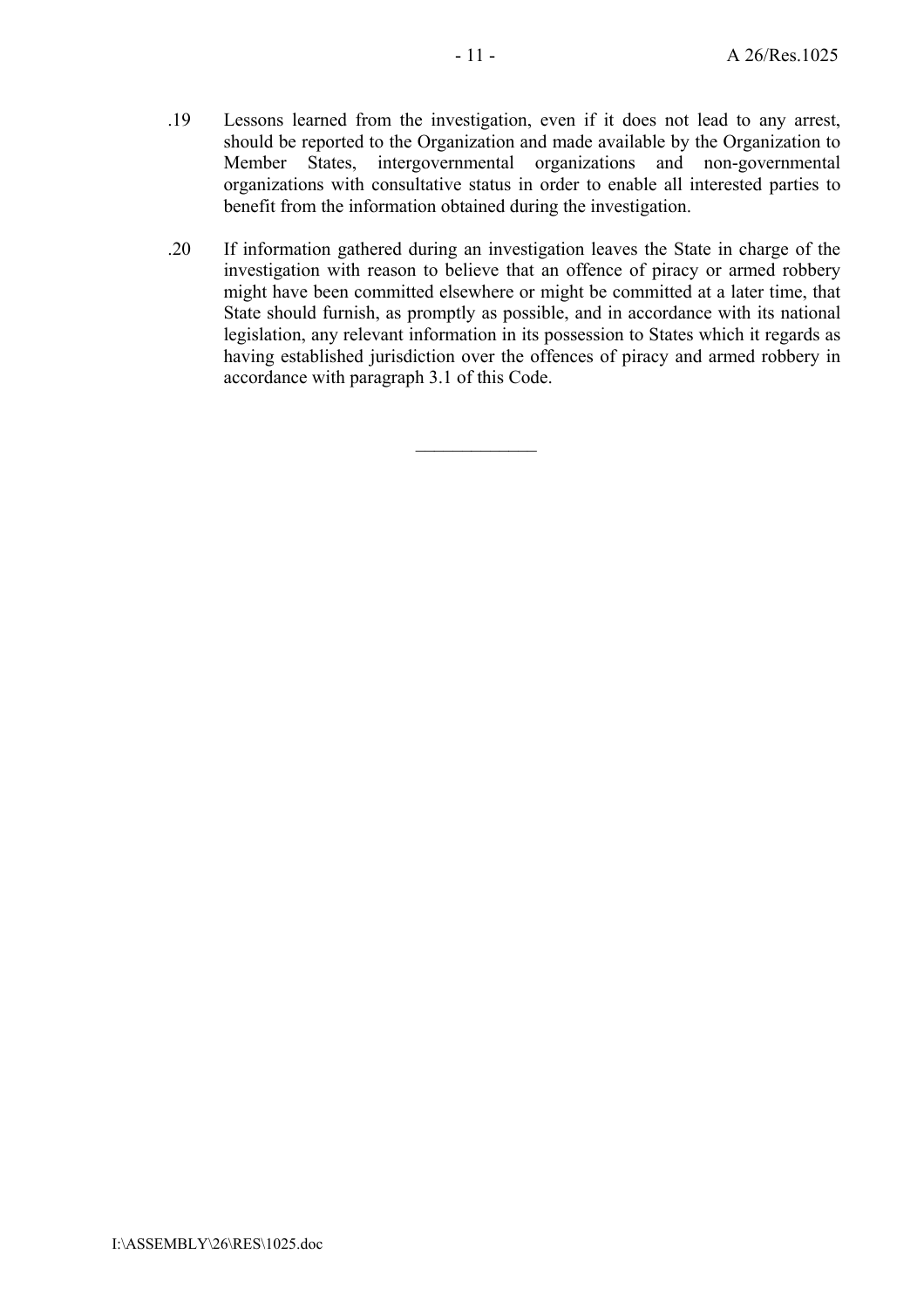.19 Lessons learned from the investigation, even if it does not lead to any arrest, should be reported to the Organization and made available by the Organization to Member States, intergovernmental organizations and non-governmental organizations with consultative status in order to enable all interested parties to benefit from the information obtained during the investigation.

.20 If information gathered during an investigation leaves the State in charge of the investigation with reason to believe that an offence of piracy or armed robbery might have been committed elsewhere or might be committed at a later time, that State should furnish, as promptly as possible, and in accordance with its national legislation, any relevant information in its possession to States which it regards as having established jurisdiction over the offences of piracy and armed robbery in accordance with paragraph 3.1 of this Code.

___